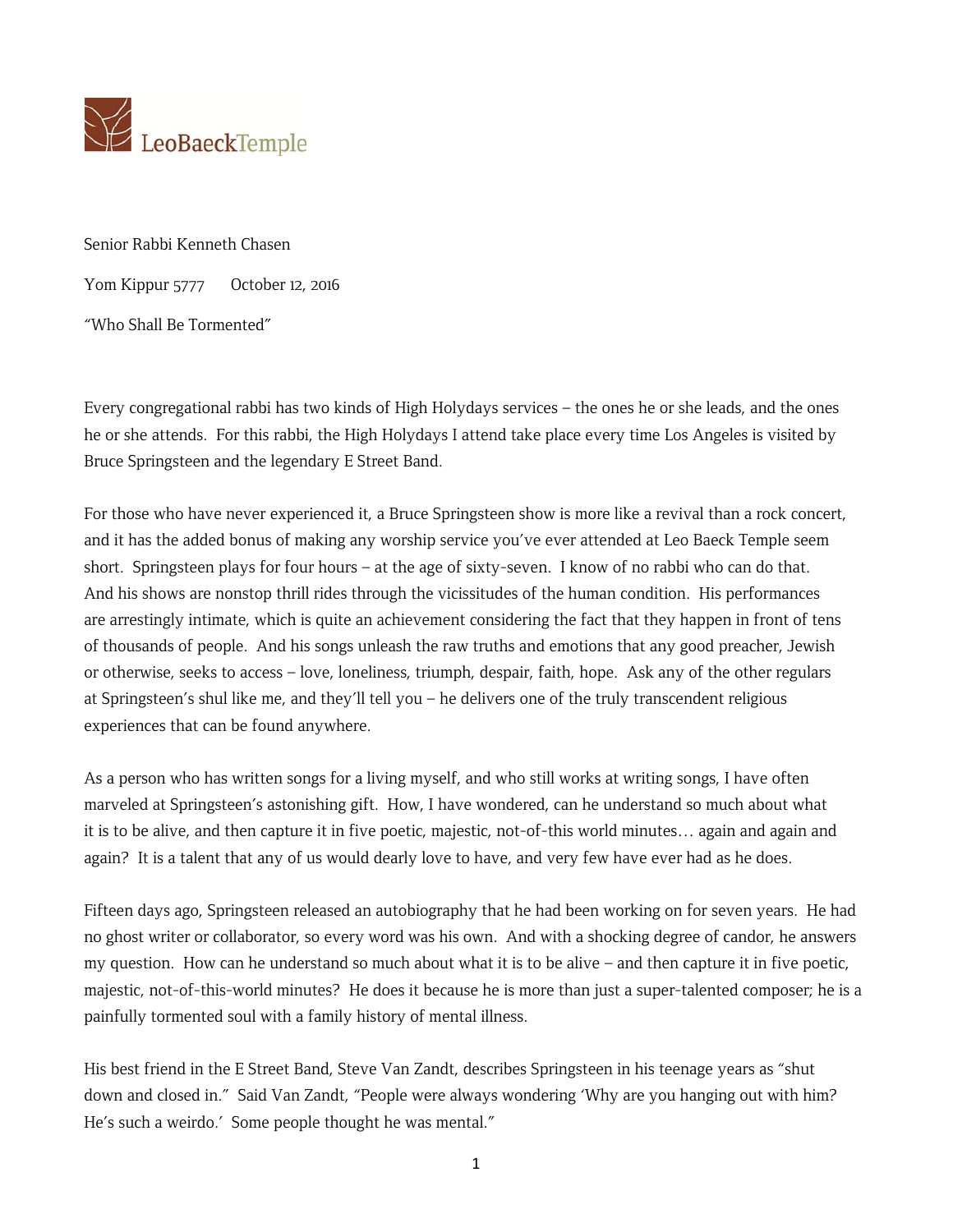LeoBaeckTemple

Senior Rabbi Kenneth Chasen

Yom Kippur 5777   October 12, 2016

"Who Shall Be Tormented"

Every congregational rabbi has two kinds of High Holydays services – the ones he or she leads, and the ones he or she attends. For this rabbi, the High Holydays I attend take place every time Los Angeles is visited by Bruce Springsteen and the legendary E Street Band.

For those who have never experienced it, a Bruce Springsteen show is more like a revival than a rock concert, and it has the added bonus of making any worship service you've ever attended at Leo Baeck Temple seem short. Springsteen plays for four hours – at the age of sixty-seven. I know of no rabbi who can do that. And his shows are nonstop thrill rides through the vicissitudes of the human condition. His performances are arrestingly intimate, which is quite an achievement considering the fact that they happen in front of tens of thousands of people. And his songs unleash the raw truths and emotions that any good preacher, Jewish or otherwise, seeks to access – love, loneliness, triumph, despair, faith, hope. Ask any of the other regulars at Springsteen's shul like me, and they'll tell you – he delivers one of the truly transcendent religious experiences that can be found anywhere.

As a person who has written songs for a living myself, and who still works at writing songs, I have often marveled at Springsteen's astonishing gift. How, I have wondered, can he understand so much about what it is to be alive, and then capture it in five poetic, majestic, not-of-this world minutes… again and again and again? It is a talent that any of us would dearly love to have, and very few have ever had as he does.

Fifteen days ago, Springsteen released an autobiography that he had been working on for seven years. He had no ghost writer or collaborator, so every word was his own. And with a shocking degree of candor, he answers my question. How can he understand so much about what it is to be alive – and then capture it in five poetic, majestic, not-of-this-world minutes? He does it because he is more than just a super-talented composer; he is a painfully tormented soul with a family history of mental illness.

His best friend in the E Street Band, Steve Van Zandt, describes Springsteen in his teenage years as "shut down and closed in." Said Van Zandt, "People were always wondering 'Why are you hanging out with him? He's such a weirdo.' Some people thought he was mental."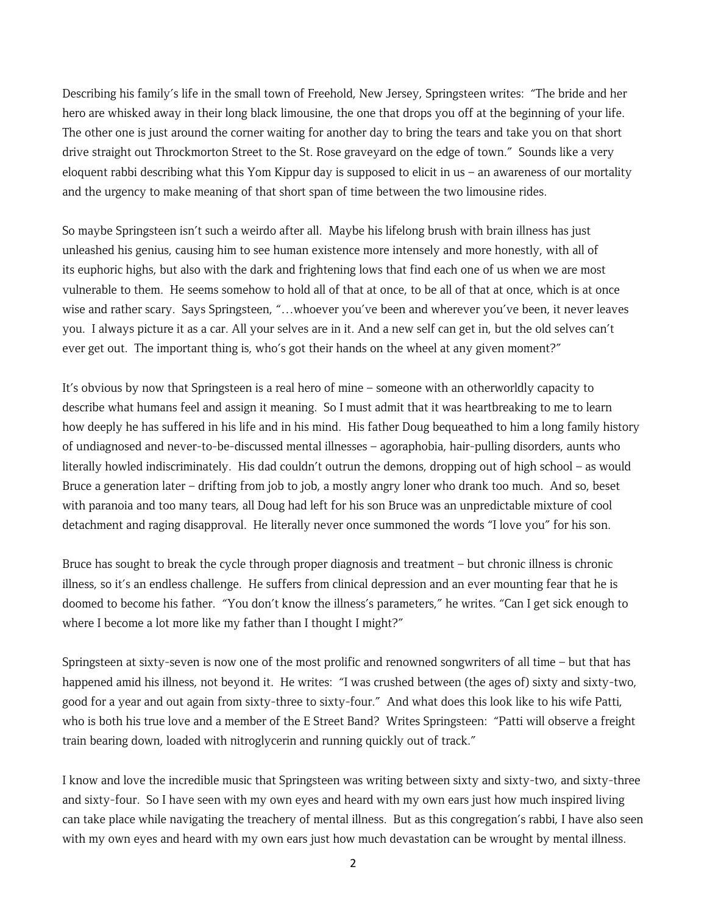Describing his family's life in the small town of Freehold, New Jersey, Springsteen writes: "The bride and her hero are whisked away in their long black limousine, the one that drops you off at the beginning of your life. The other one is just around the corner waiting for another day to bring the tears and take you on that short drive straight out Throckmorton Street to the St. Rose graveyard on the edge of town." Sounds like a very eloquent rabbi describing what this Yom Kippur day is supposed to elicit in us – an awareness of our mortality and the urgency to make meaning of that short span of time between the two limousine rides.

So maybe Springsteen isn't such a weirdo after all. Maybe his lifelong brush with brain illness has just unleashed his genius, causing him to see human existence more intensely and more honestly, with all of its euphoric highs, but also with the dark and frightening lows that find each one of us when we are most vulnerable to them. He seems somehow to hold all of that at once, to be all of that at once, which is at once wise and rather scary. Says Springsteen, "…whoever you've been and wherever you've been, it never leaves you. I always picture it as a car. All your selves are in it. And a new self can get in, but the old selves can't ever get out. The important thing is, who's got their hands on the wheel at any given moment?"

It's obvious by now that Springsteen is a real hero of mine – someone with an otherworldly capacity to describe what humans feel and assign it meaning. So I must admit that it was heartbreaking to me to learn how deeply he has suffered in his life and in his mind. His father Doug bequeathed to him a long family history of undiagnosed and never-to-be-discussed mental illnesses – agoraphobia, hair-pulling disorders, aunts who literally howled indiscriminately. His dad couldn't outrun the demons, dropping out of high school – as would Bruce a generation later – drifting from job to job, a mostly angry loner who drank too much. And so, beset with paranoia and too many tears, all Doug had left for his son Bruce was an unpredictable mixture of cool detachment and raging disapproval. He literally never once summoned the words "I love you" for his son.

Bruce has sought to break the cycle through proper diagnosis and treatment – but chronic illness is chronic illness, so it's an endless challenge. He suffers from clinical depression and an ever mounting fear that he is doomed to become his father. "You don't know the illness's parameters," he writes. "Can I get sick enough to where I become a lot more like my father than I thought I might?"

Springsteen at sixty-seven is now one of the most prolific and renowned songwriters of all time – but that has happened amid his illness, not beyond it. He writes: "I was crushed between (the ages of) sixty and sixty-two, good for a year and out again from sixty-three to sixty-four." And what does this look like to his wife Patti, who is both his true love and a member of the E Street Band? Writes Springsteen: "Patti will observe a freight train bearing down, loaded with nitroglycerin and running quickly out of track."

I know and love the incredible music that Springsteen was writing between sixty and sixty-two, and sixty-three and sixty-four. So I have seen with my own eyes and heard with my own ears just how much inspired living can take place while navigating the treachery of mental illness. But as this congregation's rabbi, I have also seen with my own eyes and heard with my own ears just how much devastation can be wrought by mental illness.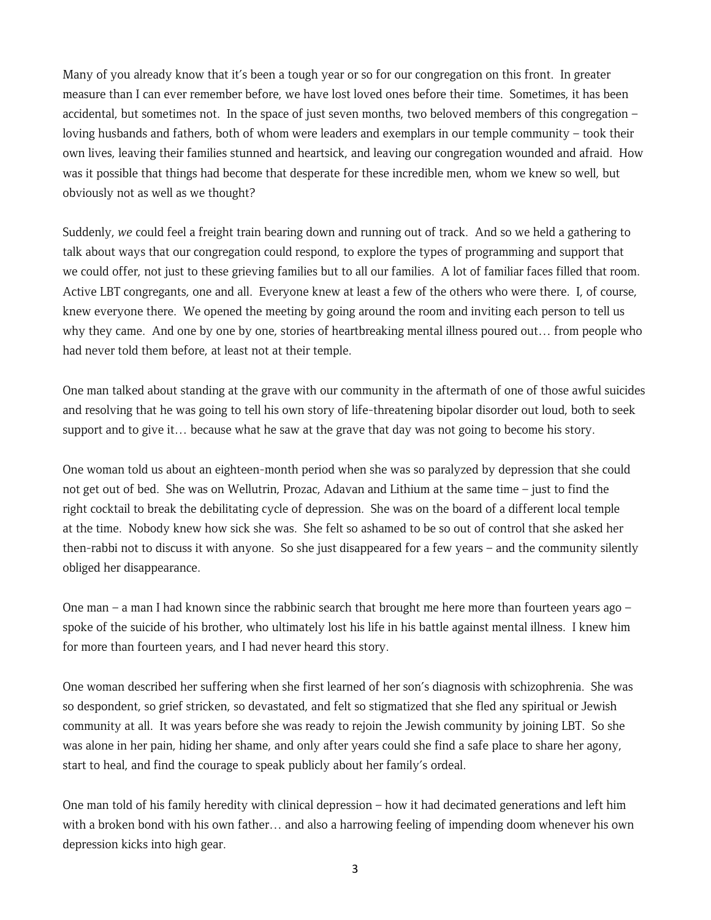Many of you already know that it's been a tough year or so for our congregation on this front. In greater measure than I can ever remember before, we have lost loved ones before their time. Sometimes, it has been accidental, but sometimes not. In the space of just seven months, two beloved members of this congregation – loving husbands and fathers, both of whom were leaders and exemplars in our temple community – took their own lives, leaving their families stunned and heartsick, and leaving our congregation wounded and afraid. How was it possible that things had become that desperate for these incredible men, whom we knew so well, but obviously not as well as we thought?

Suddenly, *we* could feel a freight train bearing down and running out of track. And so we held a gathering to talk about ways that our congregation could respond, to explore the types of programming and support that we could offer, not just to these grieving families but to all our families. A lot of familiar faces filled that room. Active LBT congregants, one and all. Everyone knew at least a few of the others who were there. I, of course, knew everyone there. We opened the meeting by going around the room and inviting each person to tell us why they came. And one by one by one, stories of heartbreaking mental illness poured out… from people who had never told them before, at least not at their temple.

One man talked about standing at the grave with our community in the aftermath of one of those awful suicides and resolving that he was going to tell his own story of life-threatening bipolar disorder out loud, both to seek support and to give it… because what he saw at the grave that day was not going to become his story.

One woman told us about an eighteen-month period when she was so paralyzed by depression that she could not get out of bed. She was on Wellutrin, Prozac, Adavan and Lithium at the same time – just to find the right cocktail to break the debilitating cycle of depression. She was on the board of a different local temple at the time. Nobody knew how sick she was. She felt so ashamed to be so out of control that she asked her then-rabbi not to discuss it with anyone. So she just disappeared for a few years – and the community silently obliged her disappearance.

One man – a man I had known since the rabbinic search that brought me here more than fourteen years ago – spoke of the suicide of his brother, who ultimately lost his life in his battle against mental illness. I knew him for more than fourteen years, and I had never heard this story.

One woman described her suffering when she first learned of her son's diagnosis with schizophrenia. She was so despondent, so grief stricken, so devastated, and felt so stigmatized that she fled any spiritual or Jewish community at all. It was years before she was ready to rejoin the Jewish community by joining LBT. So she was alone in her pain, hiding her shame, and only after years could she find a safe place to share her agony, start to heal, and find the courage to speak publicly about her family's ordeal.

One man told of his family heredity with clinical depression – how it had decimated generations and left him with a broken bond with his own father… and also a harrowing feeling of impending doom whenever his own depression kicks into high gear.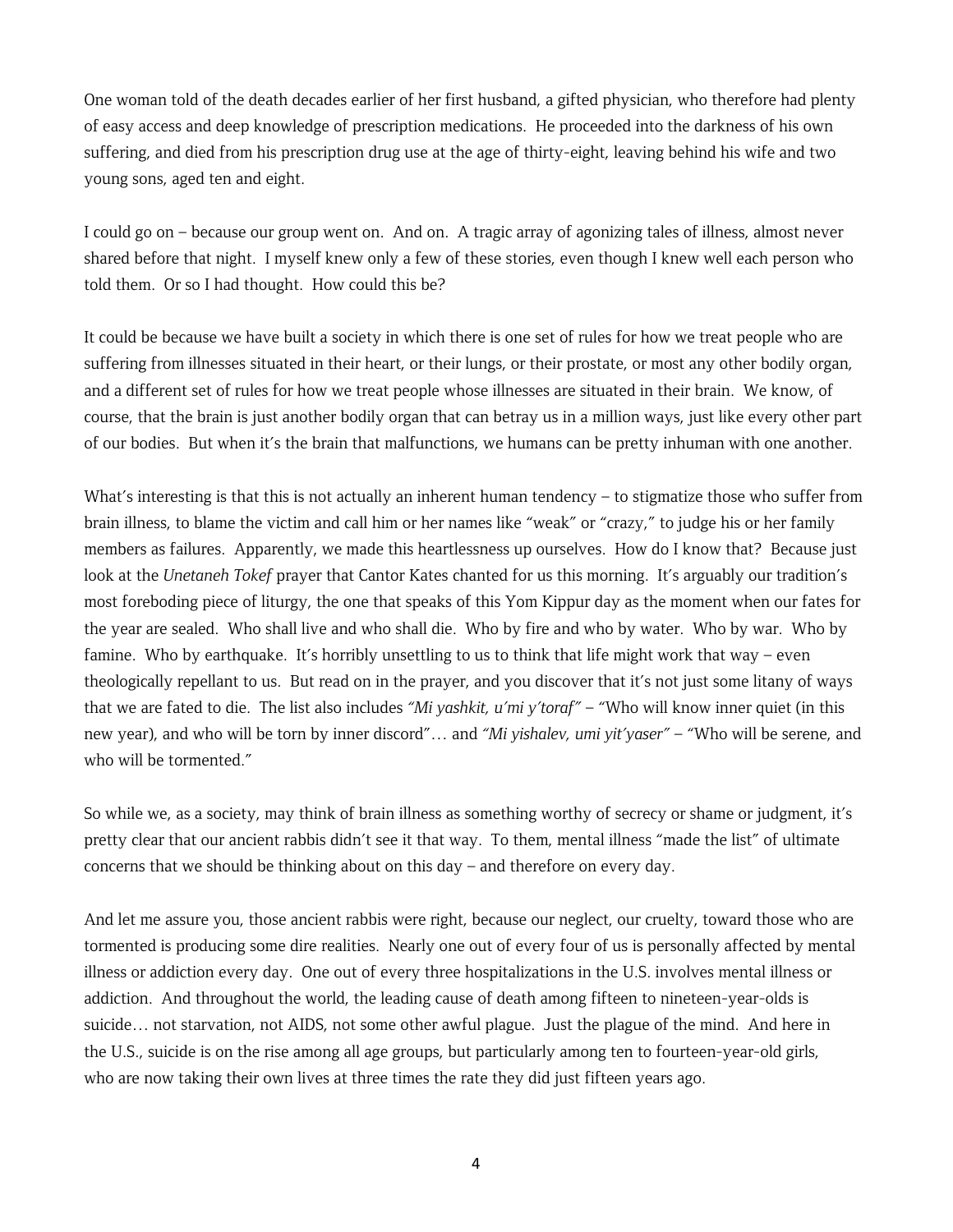One woman told of the death decades earlier of her first husband, a gifted physician, who therefore had plenty of easy access and deep knowledge of prescription medications. He proceeded into the darkness of his own suffering, and died from his prescription drug use at the age of thirty-eight, leaving behind his wife and two young sons, aged ten and eight.

I could go on – because our group went on. And on. A tragic array of agonizing tales of illness, almost never shared before that night. I myself knew only a few of these stories, even though I knew well each person who told them. Or so I had thought. How could this be?

It could be because we have built a society in which there is one set of rules for how we treat people who are suffering from illnesses situated in their heart, or their lungs, or their prostate, or most any other bodily organ, and a different set of rules for how we treat people whose illnesses are situated in their brain. We know, of course, that the brain is just another bodily organ that can betray us in a million ways, just like every other part of our bodies. But when it's the brain that malfunctions, we humans can be pretty inhuman with one another.

What's interesting is that this is not actually an inherent human tendency – to stigmatize those who suffer from brain illness, to blame the victim and call him or her names like "weak" or "crazy," to judge his or her family members as failures. Apparently, we made this heartlessness up ourselves. How do I know that? Because just look at the *Unetaneh Tokef* prayer that Cantor Kates chanted for us this morning. It's arguably our tradition's most foreboding piece of liturgy, the one that speaks of this Yom Kippur day as the moment when our fates for the year are sealed. Who shall live and who shall die. Who by fire and who by water. Who by war. Who by famine. Who by earthquake. It's horribly unsettling to us to think that life might work that way – even theologically repellant to us. But read on in the prayer, and you discover that it's not just some litany of ways that we are fated to die. The list also includes *"Mi yashkit, u'mi y'toraf"* – "Who will know inner quiet (in this new year), and who will be torn by inner discord"… and *"Mi yishalev, umi yit'yaser"* – "Who will be serene, and who will be tormented."

So while we, as a society, may think of brain illness as something worthy of secrecy or shame or judgment, it's pretty clear that our ancient rabbis didn't see it that way. To them, mental illness "made the list" of ultimate concerns that we should be thinking about on this day – and therefore on every day.

And let me assure you, those ancient rabbis were right, because our neglect, our cruelty, toward those who are tormented is producing some dire realities. Nearly one out of every four of us is personally affected by mental illness or addiction every day. One out of every three hospitalizations in the U.S. involves mental illness or addiction. And throughout the world, the leading cause of death among fifteen to nineteen-year-olds is suicide… not starvation, not AIDS, not some other awful plague. Just the plague of the mind. And here in the U.S., suicide is on the rise among all age groups, but particularly among ten to fourteen-year-old girls, who are now taking their own lives at three times the rate they did just fifteen years ago.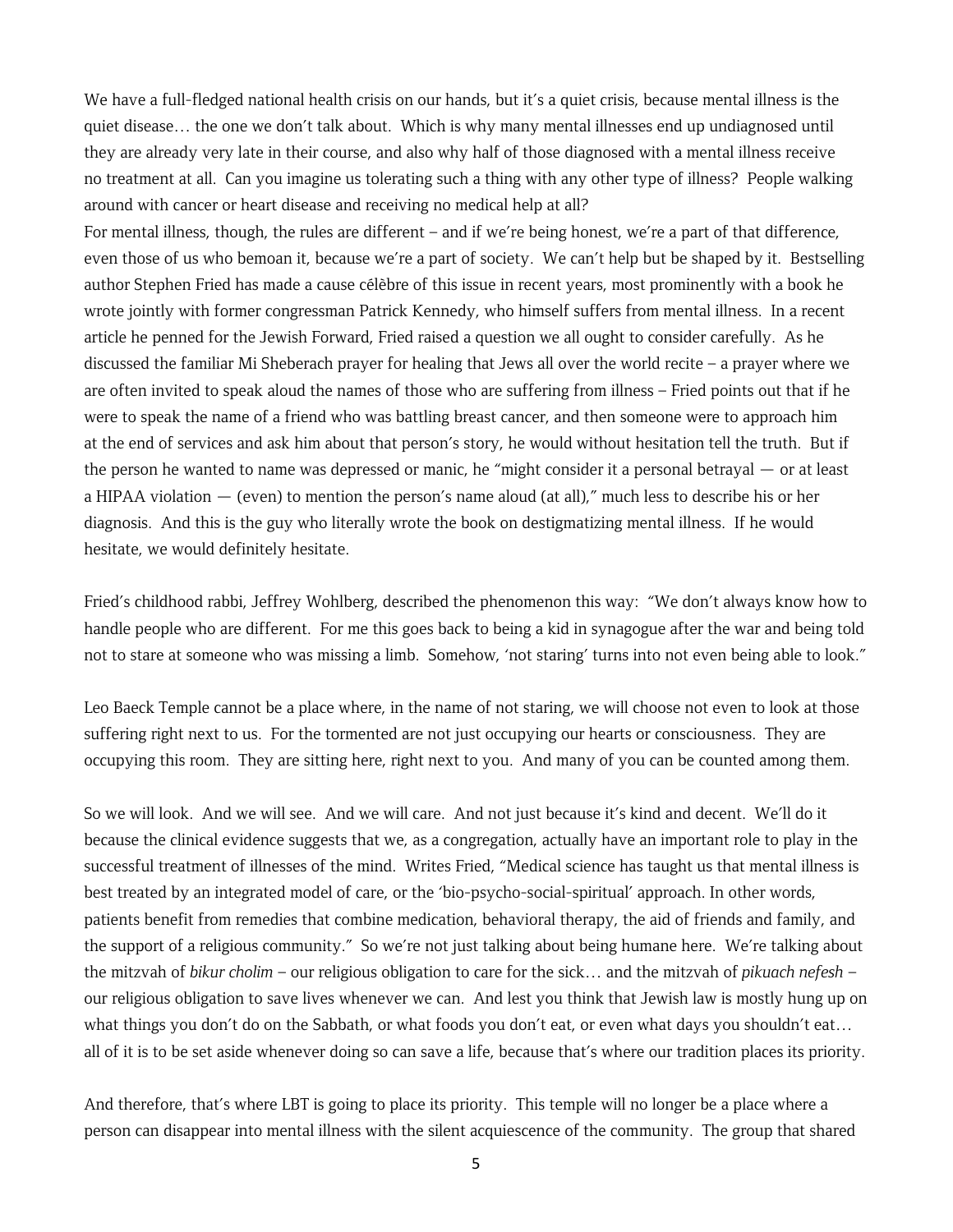We have a full-fledged national health crisis on our hands, but it's a quiet crisis, because mental illness is the quiet disease… the one we don't talk about. Which is why many mental illnesses end up undiagnosed until they are already very late in their course, and also why half of those diagnosed with a mental illness receive no treatment at all. Can you imagine us tolerating such a thing with any other type of illness? People walking around with cancer or heart disease and receiving no medical help at all?

For mental illness, though, the rules are different – and if we're being honest, we're a part of that difference, even those of us who bemoan it, because we're a part of society. We can't help but be shaped by it. Bestselling author Stephen Fried has made a cause célèbre of this issue in recent years, most prominently with a book he wrote jointly with former congressman Patrick Kennedy, who himself suffers from mental illness. In a recent article he penned for the Jewish Forward, Fried raised a question we all ought to consider carefully. As he discussed the familiar Mi Sheberach prayer for healing that Jews all over the world recite – a prayer where we are often invited to speak aloud the names of those who are suffering from illness – Fried points out that if he were to speak the name of a friend who was battling breast cancer, and then someone were to approach him at the end of services and ask him about that person's story, he would without hesitation tell the truth. But if the person he wanted to name was depressed or manic, he "might consider it a personal betrayal — or at least a HIPAA violation — (even) to mention the person's name aloud (at all)," much less to describe his or her diagnosis. And this is the guy who literally wrote the book on destigmatizing mental illness. If he would hesitate, we would definitely hesitate.

Fried's childhood rabbi, Jeffrey Wohlberg, described the phenomenon this way: "We don't always know how to handle people who are different. For me this goes back to being a kid in synagogue after the war and being told not to stare at someone who was missing a limb. Somehow, 'not staring' turns into not even being able to look."

Leo Baeck Temple cannot be a place where, in the name of not staring, we will choose not even to look at those suffering right next to us. For the tormented are not just occupying our hearts or consciousness. They are occupying this room. They are sitting here, right next to you. And many of you can be counted among them.

So we will look. And we will see. And we will care. And not just because it's kind and decent. We'll do it because the clinical evidence suggests that we, as a congregation, actually have an important role to play in the successful treatment of illnesses of the mind. Writes Fried, "Medical science has taught us that mental illness is best treated by an integrated model of care, or the 'bio-psycho-social-spiritual' approach. In other words, patients benefit from remedies that combine medication, behavioral therapy, the aid of friends and family, and the support of a religious community." So we're not just talking about being humane here. We're talking about the mitzvah of *bikur cholim* – our religious obligation to care for the sick… and the mitzvah of *pikuach nefesh* – our religious obligation to save lives whenever we can. And lest you think that Jewish law is mostly hung up on what things you don't do on the Sabbath, or what foods you don't eat, or even what days you shouldn't eat… all of it is to be set aside whenever doing so can save a life, because that's where our tradition places its priority.

And therefore, that's where LBT is going to place its priority. This temple will no longer be a place where a person can disappear into mental illness with the silent acquiescence of the community. The group that shared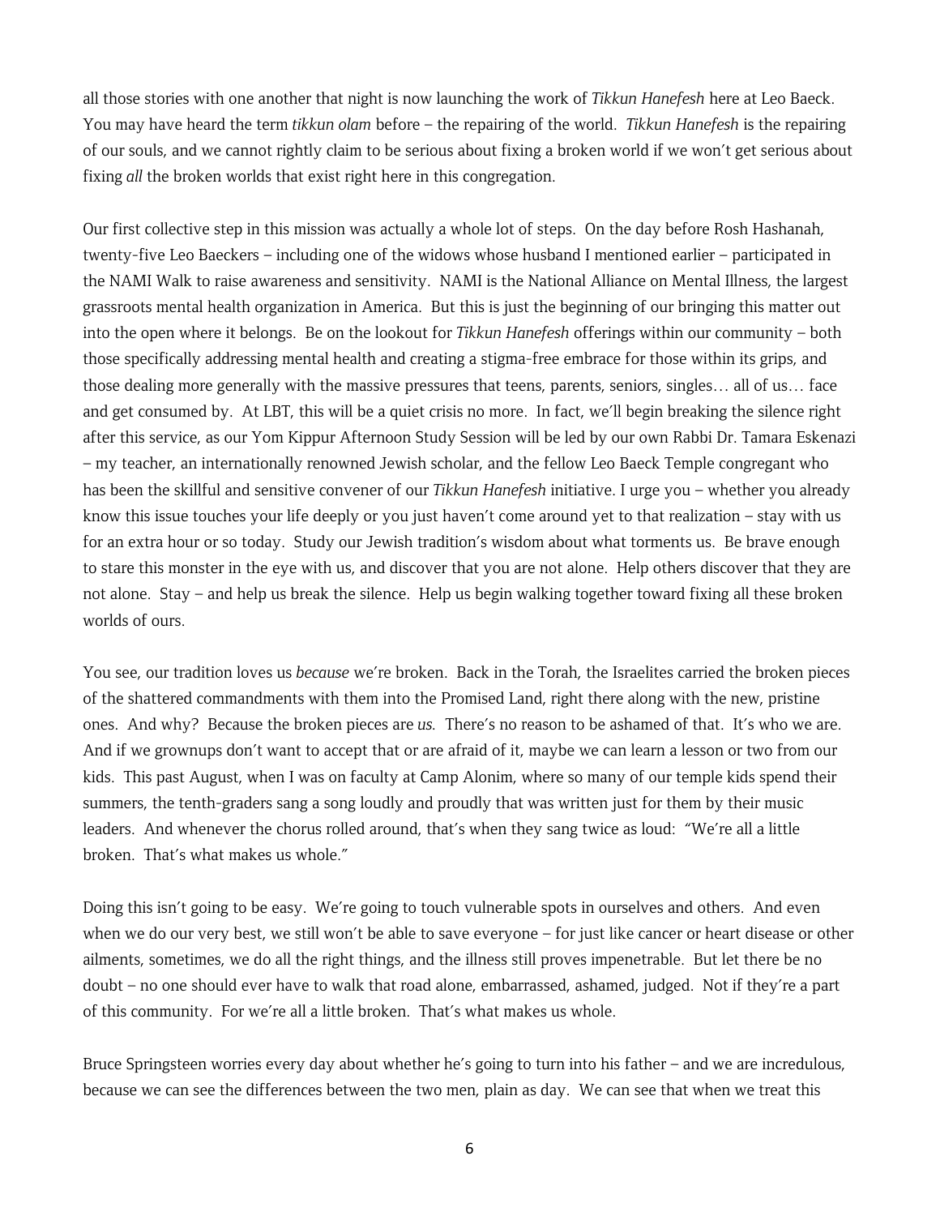all those stories with one another that night is now launching the work of *Tikkun Hanefesh* here at Leo Baeck. You may have heard the term *tikkun olam* before – the repairing of the world. *Tikkun Hanefesh* is the repairing of our souls, and we cannot rightly claim to be serious about fixing a broken world if we won't get serious about fixing *all* the broken worlds that exist right here in this congregation.

Our first collective step in this mission was actually a whole lot of steps. On the day before Rosh Hashanah, twenty-five Leo Baeckers – including one of the widows whose husband I mentioned earlier – participated in the NAMI Walk to raise awareness and sensitivity. NAMI is the National Alliance on Mental Illness, the largest grassroots mental health organization in America. But this is just the beginning of our bringing this matter out into the open where it belongs. Be on the lookout for *Tikkun Hanefesh* offerings within our community – both those specifically addressing mental health and creating a stigma-free embrace for those within its grips, and those dealing more generally with the massive pressures that teens, parents, seniors, singles… all of us… face and get consumed by. At LBT, this will be a quiet crisis no more. In fact, we'll begin breaking the silence right after this service, as our Yom Kippur Afternoon Study Session will be led by our own Rabbi Dr. Tamara Eskenazi – my teacher, an internationally renowned Jewish scholar, and the fellow Leo Baeck Temple congregant who has been the skillful and sensitive convener of our *Tikkun Hanefesh* initiative. I urge you – whether you already know this issue touches your life deeply or you just haven't come around yet to that realization – stay with us for an extra hour or so today. Study our Jewish tradition's wisdom about what torments us. Be brave enough to stare this monster in the eye with us, and discover that you are not alone. Help others discover that they are not alone. Stay – and help us break the silence. Help us begin walking together toward fixing all these broken worlds of ours.

You see, our tradition loves us *because* we're broken. Back in the Torah, the Israelites carried the broken pieces of the shattered commandments with them into the Promised Land, right there along with the new, pristine ones. And why? Because the broken pieces are *us*. There's no reason to be ashamed of that. It's who we are. And if we grownups don't want to accept that or are afraid of it, maybe we can learn a lesson or two from our kids. This past August, when I was on faculty at Camp Alonim, where so many of our temple kids spend their summers, the tenth-graders sang a song loudly and proudly that was written just for them by their music leaders. And whenever the chorus rolled around, that's when they sang twice as loud: "We're all a little broken. That's what makes us whole."

Doing this isn't going to be easy. We're going to touch vulnerable spots in ourselves and others. And even when we do our very best, we still won't be able to save everyone – for just like cancer or heart disease or other ailments, sometimes, we do all the right things, and the illness still proves impenetrable. But let there be no doubt – no one should ever have to walk that road alone, embarrassed, ashamed, judged. Not if they're a part of this community. For we're all a little broken. That's what makes us whole.

Bruce Springsteen worries every day about whether he's going to turn into his father – and we are incredulous, because we can see the differences between the two men, plain as day. We can see that when we treat this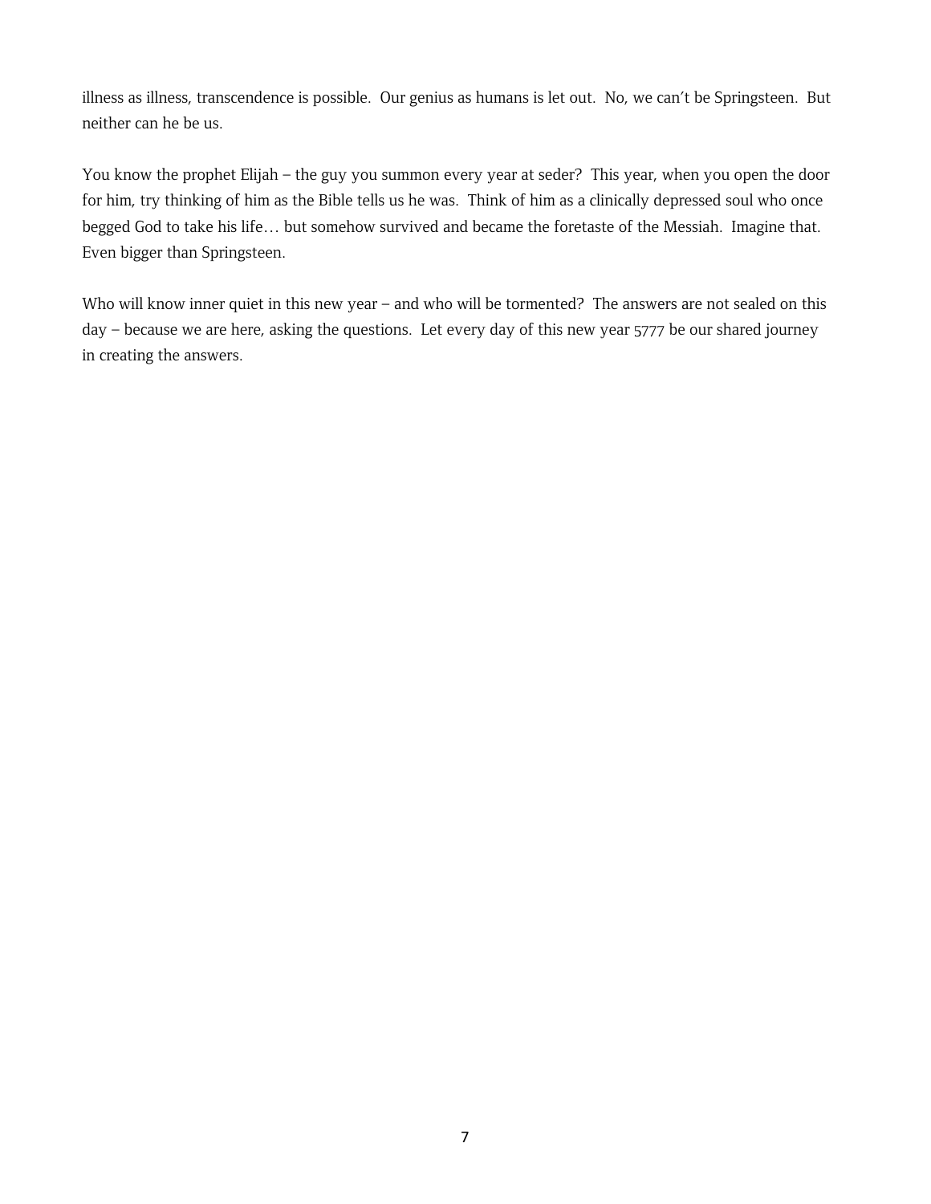illness as illness, transcendence is possible. Our genius as humans is let out. No, we can't be Springsteen. But neither can he be us.

You know the prophet Elijah – the guy you summon every year at seder? This year, when you open the door for him, try thinking of him as the Bible tells us he was. Think of him as a clinically depressed soul who once begged God to take his life… but somehow survived and became the foretaste of the Messiah. Imagine that. Even bigger than Springsteen.

Who will know inner quiet in this new year – and who will be tormented? The answers are not sealed on this day – because we are here, asking the questions. Let every day of this new year 5777 be our shared journey in creating the answers.